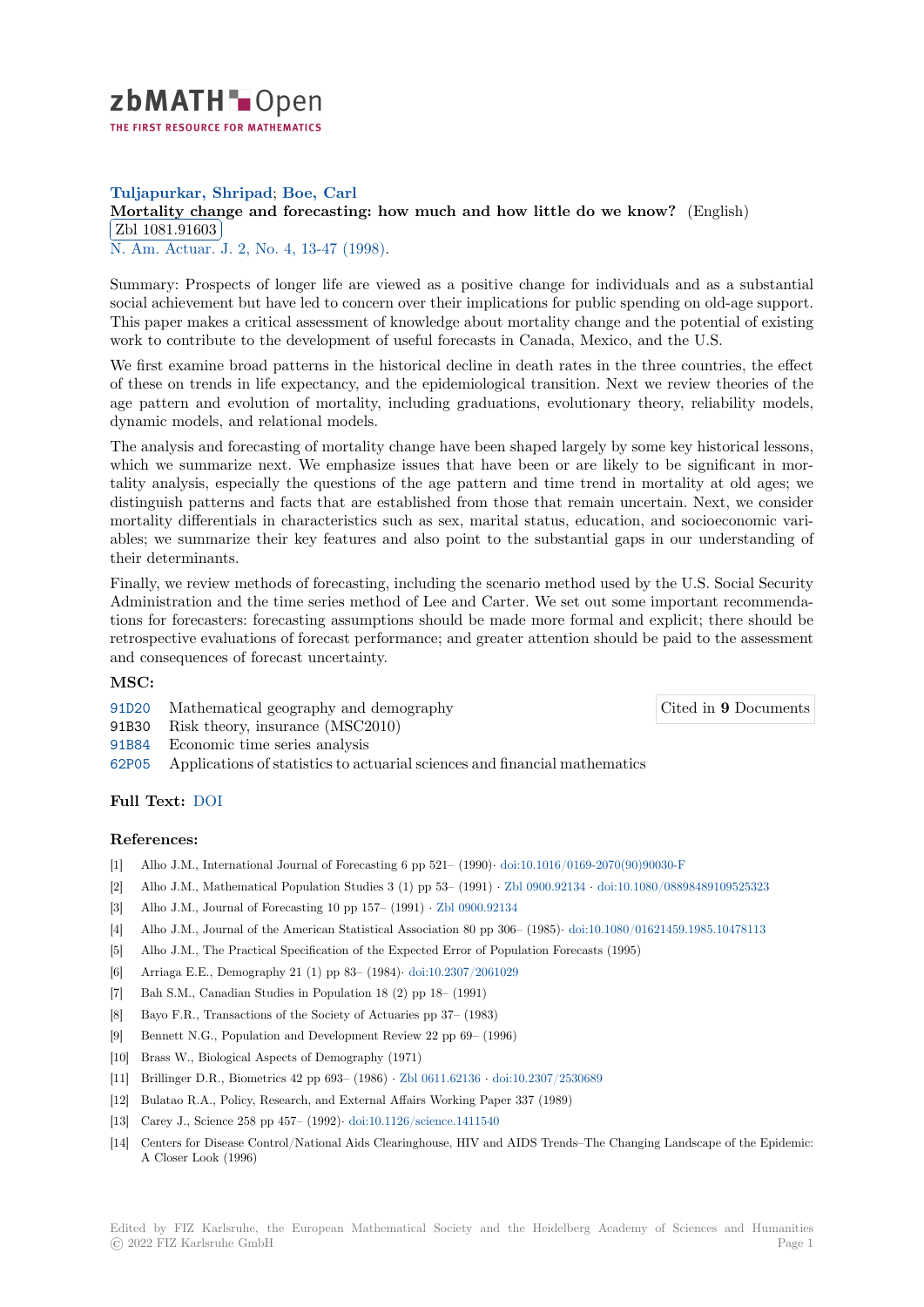zbMATH Open — THE FIRST RESOURCE FOR MATHEMATICS

**Tuljapurkar, Shripad; Boe, Carl**

**Mortality change and forecasting: how much and how little do we know?** (English)

Zbl 1081.91603

N. Am. Actuar. J. 2, No. 4, 13-47 (1998).

Summary: Prospects of longer life are viewed as a positive change for individuals and as a substantial social achievement but have led to concern over their implications for public spending on old-age support. This paper makes a critical assessment of knowledge about mortality change and the potential of existing work to contribute to the development of useful forecasts in Canada, Mexico, and the U.S.

We first examine broad patterns in the historical decline in death rates in the three countries, the effect of these on trends in life expectancy, and the epidemiological transition. Next we review theories of the age pattern and evolution of mortality, including graduations, evolutionary theory, reliability models, dynamic models, and relational models.

The analysis and forecasting of mortality change have been shaped largely by some key historical lessons, which we summarize next. We emphasize issues that have been or are likely to be significant in mortality analysis, especially the questions of the age pattern and time trend in mortality at old ages; we distinguish patterns and facts that are established from those that remain uncertain. Next, we consider mortality differentials in characteristics such as sex, marital status, education, and socioeconomic variables; we summarize their key features and also point to the substantial gaps in our understanding of their determinants.

Finally, we review methods of forecasting, including the scenario method used by the U.S. Social Security Administration and the time series method of Lee and Carter. We set out some important recommendations for forecasters: forecasting assumptions should be made more formal and explicit; there should be retrospective evaluations of forecast performance; and greater attention should be paid to the assessment and consequences of forecast uncertainty.

**MSC:**

91D20 Mathematical geography and demography

91B30 Risk theory, insurance (MSC2010)

91B84 Economic time series analysis

62P05 Applications of statistics to actuarial sciences and financial mathematics

Cited in **9** Documents

**Full Text:** DOI

**References:**

[1] Alho J.M., International Journal of Forecasting 6 pp 521– (1990)· doi:10.1016/0169-2070(90)90030-F

[2] Alho J.M., Mathematical Population Studies 3 (1) pp 53– (1991) · Zbl 0900.92134 · doi:10.1080/08898489109525323

[3] Alho J.M., Journal of Forecasting 10 pp 157– (1991) · Zbl 0900.92134

[4] Alho J.M., Journal of the American Statistical Association 80 pp 306– (1985)· doi:10.1080/01621459.1985.10478113

[5] Alho J.M., The Practical Specification of the Expected Error of Population Forecasts (1995)

[6] Arriaga E.E., Demography 21 (1) pp 83– (1984)· doi:10.2307/2061029

[7] Bah S.M., Canadian Studies in Population 18 (2) pp 18– (1991)

[8] Bayo F.R., Transactions of the Society of Actuaries pp 37– (1983)

[9] Bennett N.G., Population and Development Review 22 pp 69– (1996)

[10] Brass W., Biological Aspects of Demography (1971)

[11] Brillinger D.R., Biometrics 42 pp 693– (1986) · Zbl 0611.62136 · doi:10.2307/2530689

[12] Bulatao R.A., Policy, Research, and External Affairs Working Paper 337 (1989)

[13] Carey J., Science 258 pp 457– (1992)· doi:10.1126/science.1411540

[14] Centers for Disease Control/National Aids Clearinghouse, HIV and AIDS Trends–The Changing Landscape of the Epidemic: A Closer Look (1996)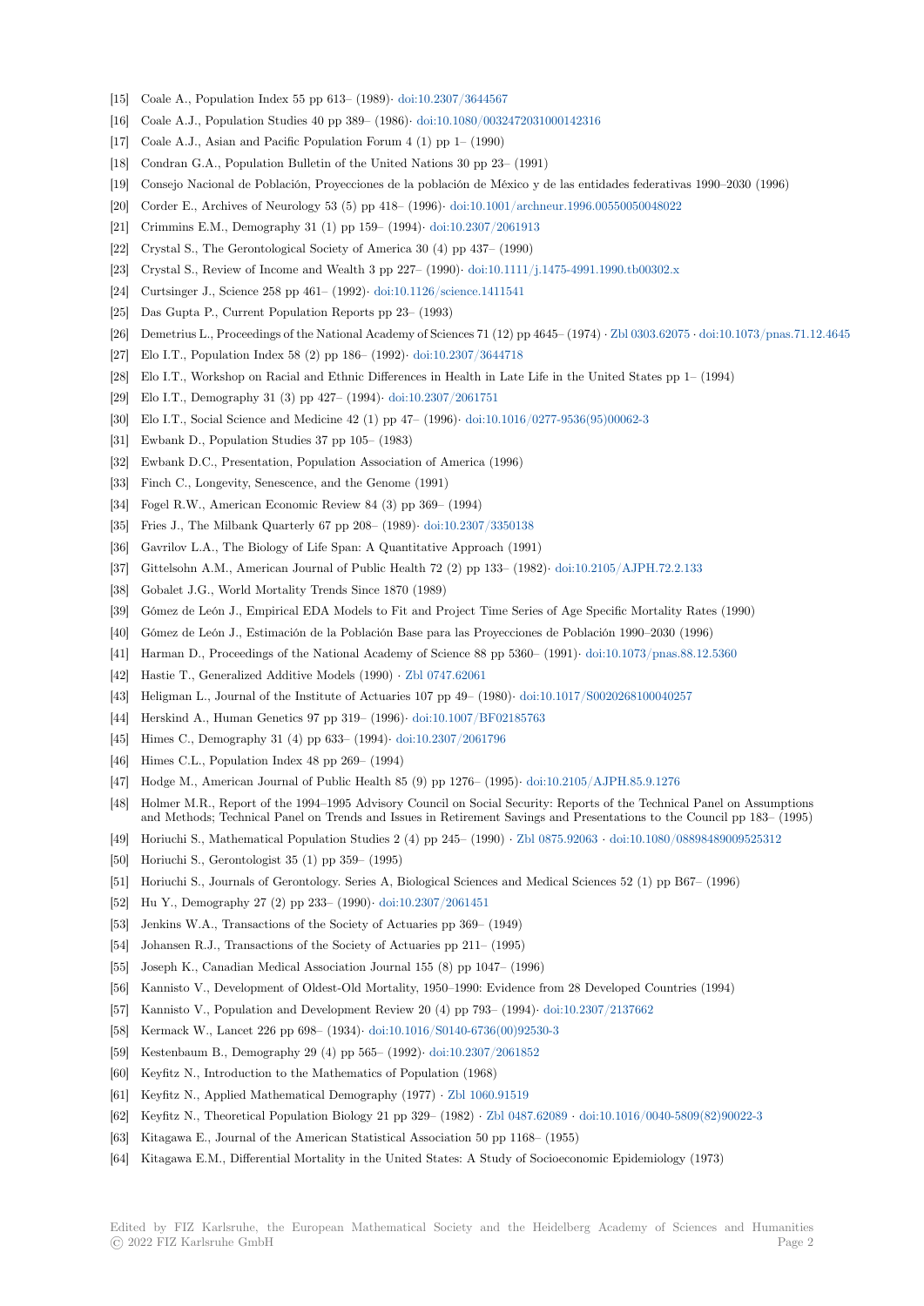[15] Coale A., Population Index 55 pp 613– (1989)· doi:10.2307/3644567

[16] Coale A.J., Population Studies 40 pp 389– (1986)· doi:10.1080/0032472031000142316

[17] Coale A.J., Asian and Pacific Population Forum 4 (1) pp 1– (1990)

[18] Condran G.A., Population Bulletin of the United Nations 30 pp 23– (1991)

[19] Consejo Nacional de Población, Proyecciones de la población de México y de las entidades federativas 1990–2030 (1996)

[20] Corder E., Archives of Neurology 53 (5) pp 418– (1996)· doi:10.1001/archneur.1996.00550050048022

[21] Crimmins E.M., Demography 31 (1) pp 159– (1994)· doi:10.2307/2061913

[22] Crystal S., The Gerontological Society of America 30 (4) pp 437– (1990)

[23] Crystal S., Review of Income and Wealth 3 pp 227– (1990)· doi:10.1111/j.1475-4991.1990.tb00302.x

[24] Curtsinger J., Science 258 pp 461– (1992)· doi:10.1126/science.1411541

[25] Das Gupta P., Current Population Reports pp 23– (1993)

[26] Demetrius L., Proceedings of the National Academy of Sciences 71 (12) pp 4645– (1974) · Zbl 0303.62075 · doi:10.1073/pnas.71.12.4645

[27] Elo I.T., Population Index 58 (2) pp 186– (1992)· doi:10.2307/3644718

[28] Elo I.T., Workshop on Racial and Ethnic Differences in Health in Late Life in the United States pp 1– (1994)

[29] Elo I.T., Demography 31 (3) pp 427– (1994)· doi:10.2307/2061751

[30] Elo I.T., Social Science and Medicine 42 (1) pp 47– (1996)· doi:10.1016/0277-9536(95)00062-3

[31] Ewbank D., Population Studies 37 pp 105– (1983)

[32] Ewbank D.C., Presentation, Population Association of America (1996)

[33] Finch C., Longevity, Senescence, and the Genome (1991)

[34] Fogel R.W., American Economic Review 84 (3) pp 369– (1994)

[35] Fries J., The Milbank Quarterly 67 pp 208– (1989)· doi:10.2307/3350138

[36] Gavrilov L.A., The Biology of Life Span: A Quantitative Approach (1991)

[37] Gittelsohn A.M., American Journal of Public Health 72 (2) pp 133– (1982)· doi:10.2105/AJPH.72.2.133

[38] Gobalet J.G., World Mortality Trends Since 1870 (1989)

[39] Gómez de León J., Empirical EDA Models to Fit and Project Time Series of Age Specific Mortality Rates (1990)

[40] Gómez de León J., Estimación de la Población Base para las Proyecciones de Población 1990–2030 (1996)

[41] Harman D., Proceedings of the National Academy of Science 88 pp 5360– (1991)· doi:10.1073/pnas.88.12.5360

[42] Hastie T., Generalized Additive Models (1990) · Zbl 0747.62061

[43] Heligman L., Journal of the Institute of Actuaries 107 pp 49– (1980)· doi:10.1017/S0020268100040257

[44] Herskind A., Human Genetics 97 pp 319– (1996)· doi:10.1007/BF02185763

[45] Himes C., Demography 31 (4) pp 633– (1994)· doi:10.2307/2061796

[46] Himes C.L., Population Index 48 pp 269– (1994)

[47] Hodge M., American Journal of Public Health 85 (9) pp 1276– (1995)· doi:10.2105/AJPH.85.9.1276

[48] Holmer M.R., Report of the 1994–1995 Advisory Council on Social Security: Reports of the Technical Panel on Assumptions and Methods; Technical Panel on Trends and Issues in Retirement Savings and Presentations to the Council pp 183– (1995)

[49] Horiuchi S., Mathematical Population Studies 2 (4) pp 245– (1990) · Zbl 0875.92063 · doi:10.1080/08898489009525312

[50] Horiuchi S., Gerontologist 35 (1) pp 359– (1995)

[51] Horiuchi S., Journals of Gerontology. Series A, Biological Sciences and Medical Sciences 52 (1) pp B67– (1996)

[52] Hu Y., Demography 27 (2) pp 233– (1990)· doi:10.2307/2061451

[53] Jenkins W.A., Transactions of the Society of Actuaries pp 369– (1949)

[54] Johansen R.J., Transactions of the Society of Actuaries pp 211– (1995)

[55] Joseph K., Canadian Medical Association Journal 155 (8) pp 1047– (1996)

[56] Kannisto V., Development of Oldest-Old Mortality, 1950–1990: Evidence from 28 Developed Countries (1994)

[57] Kannisto V., Population and Development Review 20 (4) pp 793– (1994)· doi:10.2307/2137662

[58] Kermack W., Lancet 226 pp 698– (1934)· doi:10.1016/S0140-6736(00)92530-3

[59] Kestenbaum B., Demography 29 (4) pp 565– (1992)· doi:10.2307/2061852

[60] Keyfitz N., Introduction to the Mathematics of Population (1968)

[61] Keyfitz N., Applied Mathematical Demography (1977) · Zbl 1060.91519

[62] Keyfitz N., Theoretical Population Biology 21 pp 329– (1982) · Zbl 0487.62089 · doi:10.1016/0040-5809(82)90022-3

[63] Kitagawa E., Journal of the American Statistical Association 50 pp 1168– (1955)

[64] Kitagawa E.M., Differential Mortality in the United States: A Study of Socioeconomic Epidemiology (1973)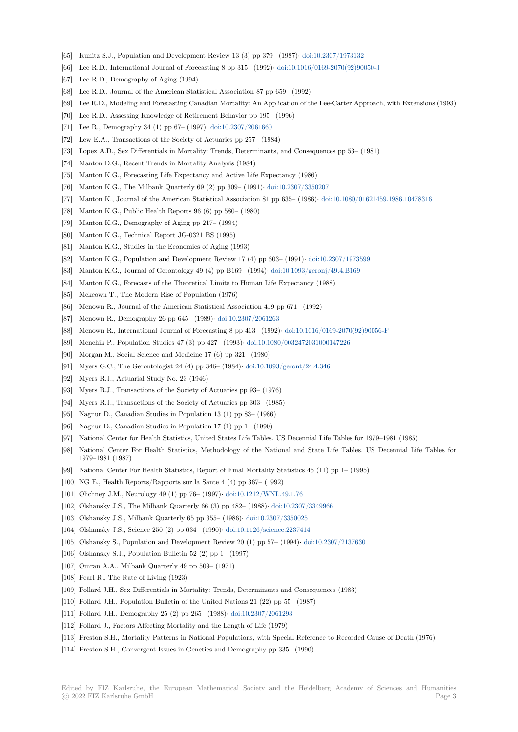- [65] Kunitz S.J., Population and Development Review 13 (3) pp 379– (1987)· doi:10.2307/1973132
- [66] Lee R.D., International Journal of Forecasting 8 pp 315– (1992)· doi:10.1016/0169-2070(92)90050-J
- [67] Lee R.D., Demography of Aging (1994)
- [68] Lee R.D., Journal of the American Statistical Association 87 pp 659– (1992)
- [69] Lee R.D., Modeling and Forecasting Canadian Mortality: An Application of the Lee-Carter Approach, with Extensions (1993)
- [70] Lee R.D., Assessing Knowledge of Retirement Behavior pp 195– (1996)
- [71] Lee R., Demography 34 (1) pp 67– (1997)· doi:10.2307/2061660
- [72] Lew E.A., Transactions of the Society of Actuaries pp 257– (1984)
- [73] Lopez A.D., Sex Differentials in Mortality: Trends, Determinants, and Consequences pp 53– (1981)
- [74] Manton D.G., Recent Trends in Mortality Analysis (1984)
- [75] Manton K.G., Forecasting Life Expectancy and Active Life Expectancy (1986)
- [76] Manton K.G., The Milbank Quarterly 69 (2) pp 309– (1991)· doi:10.2307/3350207
- [77] Manton K., Journal of the American Statistical Association 81 pp 635– (1986)· doi:10.1080/01621459.1986.10478316
- [78] Manton K.G., Public Health Reports 96 (6) pp 580– (1980)
- [79] Manton K.G., Demography of Aging pp 217– (1994)
- [80] Manton K.G., Technical Report JG-0321 BS (1995)
- [81] Manton K.G., Studies in the Economics of Aging (1993)
- [82] Manton K.G., Population and Development Review 17 (4) pp 603– (1991)· doi:10.2307/1973599
- [83] Manton K.G., Journal of Gerontology 49 (4) pp B169– (1994)· doi:10.1093/geronj/49.4.B169
- [84] Manton K.G., Forecasts of the Theoretical Limits to Human Life Expectancy (1988)
- [85] Mckeown T., The Modern Rise of Population (1976)
- [86] Mcnown R., Journal of the American Statistical Association 419 pp 671– (1992)
- [87] Mcnown R., Demography 26 pp 645– (1989)· doi:10.2307/2061263
- [88] Mcnown R., International Journal of Forecasting 8 pp 413– (1992)· doi:10.1016/0169-2070(92)90056-F
- [89] Menchik P., Population Studies 47 (3) pp 427– (1993)· doi:10.1080/0032472031000147226
- [90] Morgan M., Social Science and Medicine 17 (6) pp 321– (1980)
- [91] Myers G.C., The Gerontologist 24 (4) pp 346– (1984)· doi:10.1093/geront/24.4.346
- [92] Myers R.J., Actuarial Study No. 23 (1946)
- [93] Myers R.J., Transactions of the Society of Actuaries pp 93– (1976)
- [94] Myers R.J., Transactions of the Society of Actuaries pp 303– (1985)
- [95] Nagnur D., Canadian Studies in Population 13 (1) pp 83– (1986)
- [96] Nagnur D., Canadian Studies in Population 17 (1) pp 1– (1990)
- [97] National Center for Health Statistics, United States Life Tables. US Decennial Life Tables for 1979–1981 (1985)
- [98] National Center For Health Statistics, Methodology of the National and State Life Tables. US Decennial Life Tables for 1979–1981 (1987)
- [99] National Center For Health Statistics, Report of Final Mortality Statistics 45 (11) pp 1– (1995)
- [100] NG E., Health Reports/Rapports sur la Sante 4 (4) pp 367– (1992)
- [101] Olichney J.M., Neurology 49 (1) pp 76– (1997)· doi:10.1212/WNL.49.1.76
- [102] Olshansky J.S., The Milbank Quarterly 66 (3) pp 482– (1988)· doi:10.2307/3349966
- [103] Olshansky J.S., Milbank Quarterly 65 pp 355– (1986)· doi:10.2307/3350025
- [104] Olshansky J.S., Science 250 (2) pp 634– (1990)· doi:10.1126/science.2237414
- [105] Olshansky S., Population and Development Review 20 (1) pp 57– (1994)· doi:10.2307/2137630
- [106] Olshansky S.J., Population Bulletin 52 (2) pp 1– (1997)
- [107] Omran A.A., Milbank Quarterly 49 pp 509– (1971)
- [108] Pearl R., The Rate of Living (1923)
- [109] Pollard J.H., Sex Differentials in Mortality: Trends, Determinants and Consequences (1983)
- [110] Pollard J.H., Population Bulletin of the United Nations 21 (22) pp 55– (1987)
- [111] Pollard J.H., Demography 25 (2) pp 265– (1988)· doi:10.2307/2061293
- [112] Pollard J., Factors Affecting Mortality and the Length of Life (1979)
- [113] Preston S.H., Mortality Patterns in National Populations, with Special Reference to Recorded Cause of Death (1976)
- [114] Preston S.H., Convergent Issues in Genetics and Demography pp 335– (1990)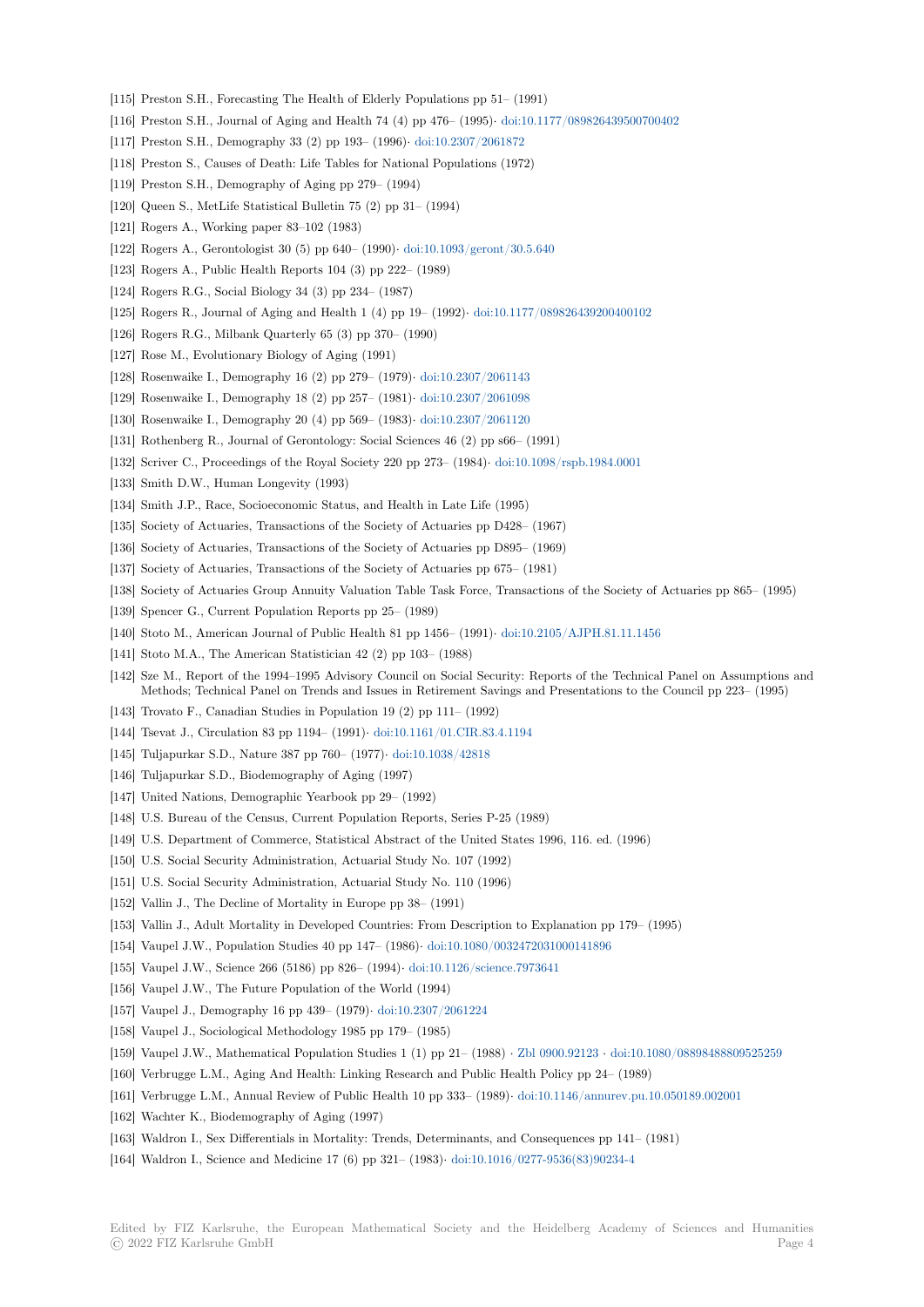[115] Preston S.H., Forecasting The Health of Elderly Populations pp 51– (1991)

[116] Preston S.H., Journal of Aging and Health 74 (4) pp 476– (1995)· doi:10.1177/089826439500700402

[117] Preston S.H., Demography 33 (2) pp 193– (1996)· doi:10.2307/2061872

[118] Preston S., Causes of Death: Life Tables for National Populations (1972)

[119] Preston S.H., Demography of Aging pp 279– (1994)

[120] Queen S., MetLife Statistical Bulletin 75 (2) pp 31– (1994)

[121] Rogers A., Working paper 83–102 (1983)

[122] Rogers A., Gerontologist 30 (5) pp 640– (1990)· doi:10.1093/geront/30.5.640

[123] Rogers A., Public Health Reports 104 (3) pp 222– (1989)

[124] Rogers R.G., Social Biology 34 (3) pp 234– (1987)

[125] Rogers R., Journal of Aging and Health 1 (4) pp 19– (1992)· doi:10.1177/089826439200400102

[126] Rogers R.G., Milbank Quarterly 65 (3) pp 370– (1990)

[127] Rose M., Evolutionary Biology of Aging (1991)

[128] Rosenwaike I., Demography 16 (2) pp 279– (1979)· doi:10.2307/2061143

[129] Rosenwaike I., Demography 18 (2) pp 257– (1981)· doi:10.2307/2061098

[130] Rosenwaike I., Demography 20 (4) pp 569– (1983)· doi:10.2307/2061120

[131] Rothenberg R., Journal of Gerontology: Social Sciences 46 (2) pp s66– (1991)

[132] Scriver C., Proceedings of the Royal Society 220 pp 273– (1984)· doi:10.1098/rspb.1984.0001

[133] Smith D.W., Human Longevity (1993)

[134] Smith J.P., Race, Socioeconomic Status, and Health in Late Life (1995)

[135] Society of Actuaries, Transactions of the Society of Actuaries pp D428– (1967)

[136] Society of Actuaries, Transactions of the Society of Actuaries pp D895– (1969)

[137] Society of Actuaries, Transactions of the Society of Actuaries pp 675– (1981)

[138] Society of Actuaries Group Annuity Valuation Table Task Force, Transactions of the Society of Actuaries pp 865– (1995)

[139] Spencer G., Current Population Reports pp 25– (1989)

[140] Stoto M., American Journal of Public Health 81 pp 1456– (1991)· doi:10.2105/AJPH.81.11.1456

[141] Stoto M.A., The American Statistician 42 (2) pp 103– (1988)

[142] Sze M., Report of the 1994–1995 Advisory Council on Social Security: Reports of the Technical Panel on Assumptions and Methods; Technical Panel on Trends and Issues in Retirement Savings and Presentations to the Council pp 223– (1995)

[143] Trovato F., Canadian Studies in Population 19 (2) pp 111– (1992)

[144] Tsevat J., Circulation 83 pp 1194– (1991)· doi:10.1161/01.CIR.83.4.1194

[145] Tuljapurkar S.D., Nature 387 pp 760– (1977)· doi:10.1038/42818

[146] Tuljapurkar S.D., Biodemography of Aging (1997)

[147] United Nations, Demographic Yearbook pp 29– (1992)

[148] U.S. Bureau of the Census, Current Population Reports, Series P-25 (1989)

[149] U.S. Department of Commerce, Statistical Abstract of the United States 1996, 116. ed. (1996)

[150] U.S. Social Security Administration, Actuarial Study No. 107 (1992)

[151] U.S. Social Security Administration, Actuarial Study No. 110 (1996)

[152] Vallin J., The Decline of Mortality in Europe pp 38– (1991)

[153] Vallin J., Adult Mortality in Developed Countries: From Description to Explanation pp 179– (1995)

[154] Vaupel J.W., Population Studies 40 pp 147– (1986)· doi:10.1080/0032472031000141896

[155] Vaupel J.W., Science 266 (5186) pp 826– (1994)· doi:10.1126/science.7973641

[156] Vaupel J.W., The Future Population of the World (1994)

[157] Vaupel J., Demography 16 pp 439– (1979)· doi:10.2307/2061224

[158] Vaupel J., Sociological Methodology 1985 pp 179– (1985)

[159] Vaupel J.W., Mathematical Population Studies 1 (1) pp 21– (1988) · Zbl 0900.92123 · doi:10.1080/08898488809525259

[160] Verbrugge L.M., Aging And Health: Linking Research and Public Health Policy pp 24– (1989)

[161] Verbrugge L.M., Annual Review of Public Health 10 pp 333– (1989)· doi:10.1146/annurev.pu.10.050189.002001

[162] Wachter K., Biodemography of Aging (1997)

[163] Waldron I., Sex Differentials in Mortality: Trends, Determinants, and Consequences pp 141– (1981)

[164] Waldron I., Science and Medicine 17 (6) pp 321– (1983)· doi:10.1016/0277-9536(83)90234-4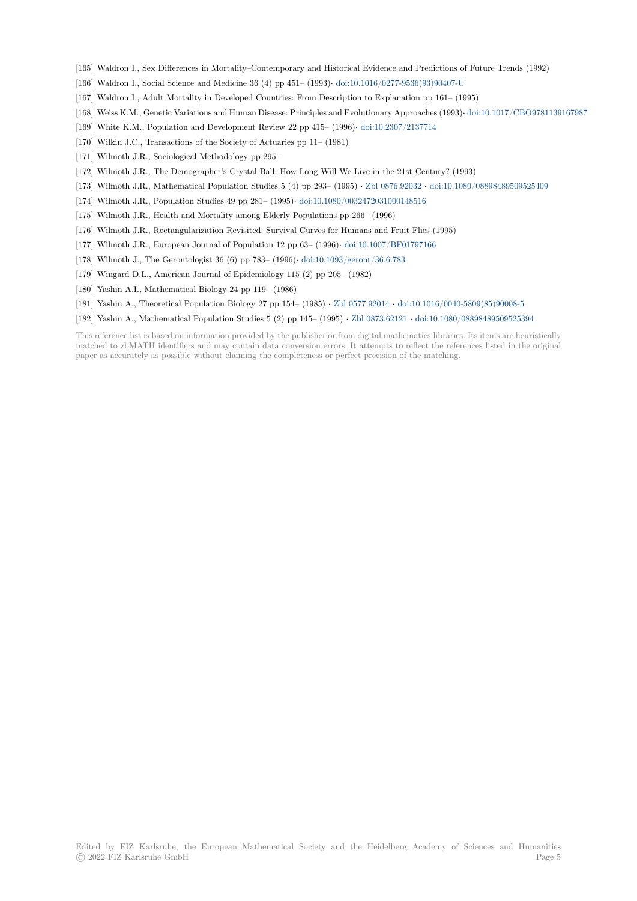[165] Waldron I., Sex Differences in Mortality–Contemporary and Historical Evidence and Predictions of Future Trends (1992)

[166] Waldron I., Social Science and Medicine 36 (4) pp 451– (1993)· doi:10.1016/0277-9536(93)90407-U

[167] Waldron I., Adult Mortality in Developed Countries: From Description to Explanation pp 161– (1995)

[168] Weiss K.M., Genetic Variations and Human Disease: Principles and Evolutionary Approaches (1993)· doi:10.1017/CBO9781139167987

[169] White K.M., Population and Development Review 22 pp 415– (1996)· doi:10.2307/2137714

[170] Wilkin J.C., Transactions of the Society of Actuaries pp 11– (1981)

[171] Wilmoth J.R., Sociological Methodology pp 295–

[172] Wilmoth J.R., The Demographer's Crystal Ball: How Long Will We Live in the 21st Century? (1993)

[173] Wilmoth J.R., Mathematical Population Studies 5 (4) pp 293– (1995) · Zbl 0876.92032 · doi:10.1080/08898489509525409

[174] Wilmoth J.R., Population Studies 49 pp 281– (1995)· doi:10.1080/0032472031000148516

[175] Wilmoth J.R., Health and Mortality among Elderly Populations pp 266– (1996)

[176] Wilmoth J.R., Rectangularization Revisited: Survival Curves for Humans and Fruit Flies (1995)

[177] Wilmoth J.R., European Journal of Population 12 pp 63– (1996)· doi:10.1007/BF01797166

[178] Wilmoth J., The Gerontologist 36 (6) pp 783– (1996)· doi:10.1093/geront/36.6.783

[179] Wingard D.L., American Journal of Epidemiology 115 (2) pp 205– (1982)

[180] Yashin A.I., Mathematical Biology 24 pp 119– (1986)

[181] Yashin A., Theoretical Population Biology 27 pp 154– (1985) · Zbl 0577.92014 · doi:10.1016/0040-5809(85)90008-5

[182] Yashin A., Mathematical Population Studies 5 (2) pp 145– (1995) · Zbl 0873.62121 · doi:10.1080/08898489509525394

This reference list is based on information provided by the publisher or from digital mathematics libraries. Its items are heuristically matched to zbMATH identifiers and may contain data conversion errors. It attempts to reflect the references listed in the original paper as accurately as possible without claiming the completeness or perfect precision of the matching.